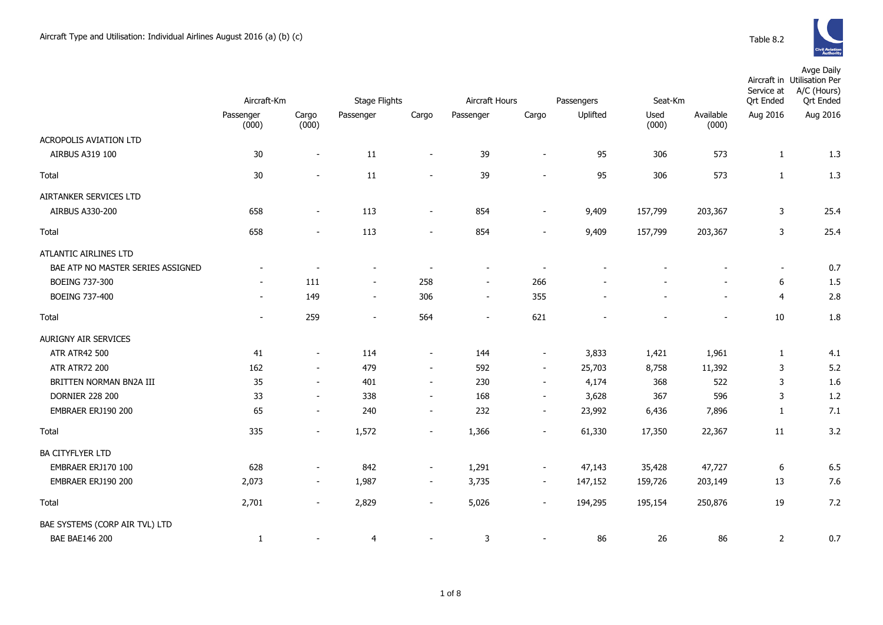# Aircraft Type and Utilisation: Individual Airlines August 2016 (a) (b) (c)

Table 8.2

| | Aircraft-Km | | Stage Flights | | Aircraft Hours | | Passengers | Seat-Km | | Aircraft in Service at Qrt Ended | Avge Daily Utilisation Per A/C (Hours) Qrt Ended |
|---|---|---|---|---|---|---|---|---|---|---|---|
| | Passenger (000) | Cargo (000) | Passenger | Cargo | Passenger | Cargo | Uplifted | Used (000) | Available (000) | Aug 2016 | Aug 2016 |
| ACROPOLIS AVIATION LTD | | | | | | | | | | | |
| AIRBUS A319 100 | 30 | - | 11 | - | 39 | - | 95 | 306 | 573 | 1 | 1.3 |
| Total | 30 | - | 11 | - | 39 | - | 95 | 306 | 573 | 1 | 1.3 |
| AIRTANKER SERVICES LTD | | | | | | | | | | | |
| AIRBUS A330-200 | 658 | - | 113 | - | 854 | - | 9,409 | 157,799 | 203,367 | 3 | 25.4 |
| Total | 658 | - | 113 | - | 854 | - | 9,409 | 157,799 | 203,367 | 3 | 25.4 |
| ATLANTIC AIRLINES LTD | | | | | | | | | | | |
| BAE ATP NO MASTER SERIES ASSIGNED | - | - | - | - | - | - | - | - | - | - | 0.7 |
| BOEING 737-300 | - | 111 | - | 258 | - | 266 | - | - | - | 6 | 1.5 |
| BOEING 737-400 | - | 149 | - | 306 | - | 355 | - | - | - | 4 | 2.8 |
| Total | - | 259 | - | 564 | - | 621 | - | - | - | 10 | 1.8 |
| AURIGNY AIR SERVICES | | | | | | | | | | | |
| ATR ATR42 500 | 41 | - | 114 | - | 144 | - | 3,833 | 1,421 | 1,961 | 1 | 4.1 |
| ATR ATR72 200 | 162 | - | 479 | - | 592 | - | 25,703 | 8,758 | 11,392 | 3 | 5.2 |
| BRITTEN NORMAN BN2A III | 35 | - | 401 | - | 230 | - | 4,174 | 368 | 522 | 3 | 1.6 |
| DORNIER 228 200 | 33 | - | 338 | - | 168 | - | 3,628 | 367 | 596 | 3 | 1.2 |
| EMBRAER ERJ190 200 | 65 | - | 240 | - | 232 | - | 23,992 | 6,436 | 7,896 | 1 | 7.1 |
| Total | 335 | - | 1,572 | - | 1,366 | - | 61,330 | 17,350 | 22,367 | 11 | 3.2 |
| BA CITYFLYER LTD | | | | | | | | | | | |
| EMBRAER ERJ170 100 | 628 | - | 842 | - | 1,291 | - | 47,143 | 35,428 | 47,727 | 6 | 6.5 |
| EMBRAER ERJ190 200 | 2,073 | - | 1,987 | - | 3,735 | - | 147,152 | 159,726 | 203,149 | 13 | 7.6 |
| Total | 2,701 | - | 2,829 | - | 5,026 | - | 194,295 | 195,154 | 250,876 | 19 | 7.2 |
| BAE SYSTEMS (CORP AIR TVL) LTD | | | | | | | | | | | |
| BAE BAE146 200 | 1 | - | 4 | - | 3 | - | 86 | 26 | 86 | 2 | 0.7 |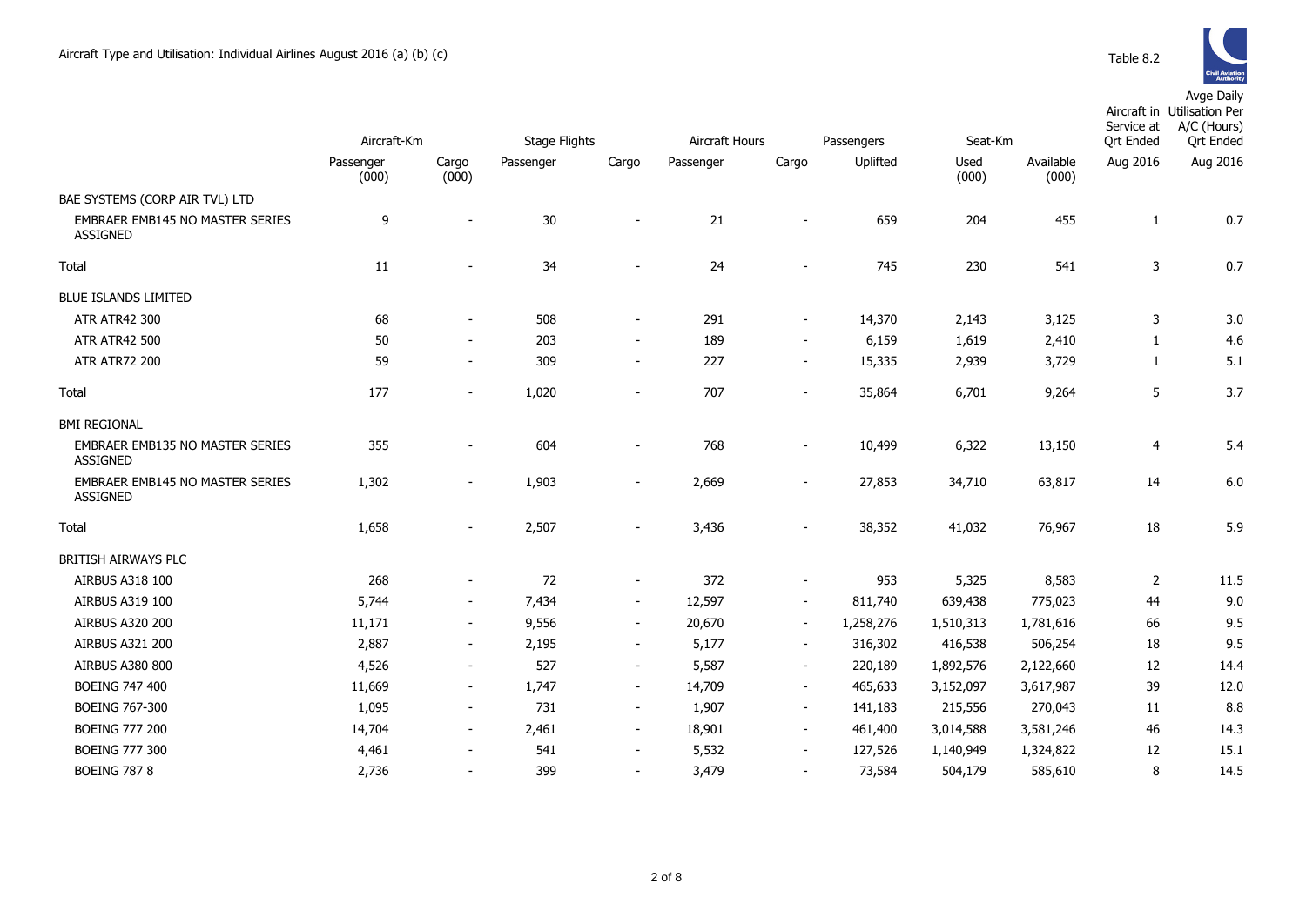Aircraft Type and Utilisation: Individual Airlines August 2016 (a) (b) (c)

Table 8.2

| | Aircraft-Km | | Stage Flights | | Aircraft Hours | | Passengers | Seat-Km | | Aircraft in Service at Qrt Ended | Avge Daily Utilisation Per A/C (Hours) Qrt Ended |
|---|---|---|---|---|---|---|---|---|---|---|---|
| | Passenger (000) | Cargo (000) | Passenger | Cargo | Passenger | Cargo | Uplifted | Used (000) | Available (000) | Aug 2016 | Aug 2016 |
| BAE SYSTEMS (CORP AIR TVL) LTD | | | | | | | | | | | |
| EMBRAER EMB145 NO MASTER SERIES ASSIGNED | 9 | - | 30 | - | 21 | - | 659 | 204 | 455 | 1 | 0.7 |
| Total | 11 | - | 34 | - | 24 | - | 745 | 230 | 541 | 3 | 0.7 |
| BLUE ISLANDS LIMITED | | | | | | | | | | | |
| ATR ATR42 300 | 68 | - | 508 | - | 291 | - | 14,370 | 2,143 | 3,125 | 3 | 3.0 |
| ATR ATR42 500 | 50 | - | 203 | - | 189 | - | 6,159 | 1,619 | 2,410 | 1 | 4.6 |
| ATR ATR72 200 | 59 | - | 309 | - | 227 | - | 15,335 | 2,939 | 3,729 | 1 | 5.1 |
| Total | 177 | - | 1,020 | - | 707 | - | 35,864 | 6,701 | 9,264 | 5 | 3.7 |
| BMI REGIONAL | | | | | | | | | | | |
| EMBRAER EMB135 NO MASTER SERIES ASSIGNED | 355 | - | 604 | - | 768 | - | 10,499 | 6,322 | 13,150 | 4 | 5.4 |
| EMBRAER EMB145 NO MASTER SERIES ASSIGNED | 1,302 | - | 1,903 | - | 2,669 | - | 27,853 | 34,710 | 63,817 | 14 | 6.0 |
| Total | 1,658 | - | 2,507 | - | 3,436 | - | 38,352 | 41,032 | 76,967 | 18 | 5.9 |
| BRITISH AIRWAYS PLC | | | | | | | | | | | |
| AIRBUS A318 100 | 268 | - | 72 | - | 372 | - | 953 | 5,325 | 8,583 | 2 | 11.5 |
| AIRBUS A319 100 | 5,744 | - | 7,434 | - | 12,597 | - | 811,740 | 639,438 | 775,023 | 44 | 9.0 |
| AIRBUS A320 200 | 11,171 | - | 9,556 | - | 20,670 | - | 1,258,276 | 1,510,313 | 1,781,616 | 66 | 9.5 |
| AIRBUS A321 200 | 2,887 | - | 2,195 | - | 5,177 | - | 316,302 | 416,538 | 506,254 | 18 | 9.5 |
| AIRBUS A380 800 | 4,526 | - | 527 | - | 5,587 | - | 220,189 | 1,892,576 | 2,122,660 | 12 | 14.4 |
| BOEING 747 400 | 11,669 | - | 1,747 | - | 14,709 | - | 465,633 | 3,152,097 | 3,617,987 | 39 | 12.0 |
| BOEING 767-300 | 1,095 | - | 731 | - | 1,907 | - | 141,183 | 215,556 | 270,043 | 11 | 8.8 |
| BOEING 777 200 | 14,704 | - | 2,461 | - | 18,901 | - | 461,400 | 3,014,588 | 3,581,246 | 46 | 14.3 |
| BOEING 777 300 | 4,461 | - | 541 | - | 5,532 | - | 127,526 | 1,140,949 | 1,324,822 | 12 | 15.1 |
| BOEING 787 8 | 2,736 | - | 399 | - | 3,479 | - | 73,584 | 504,179 | 585,610 | 8 | 14.5 |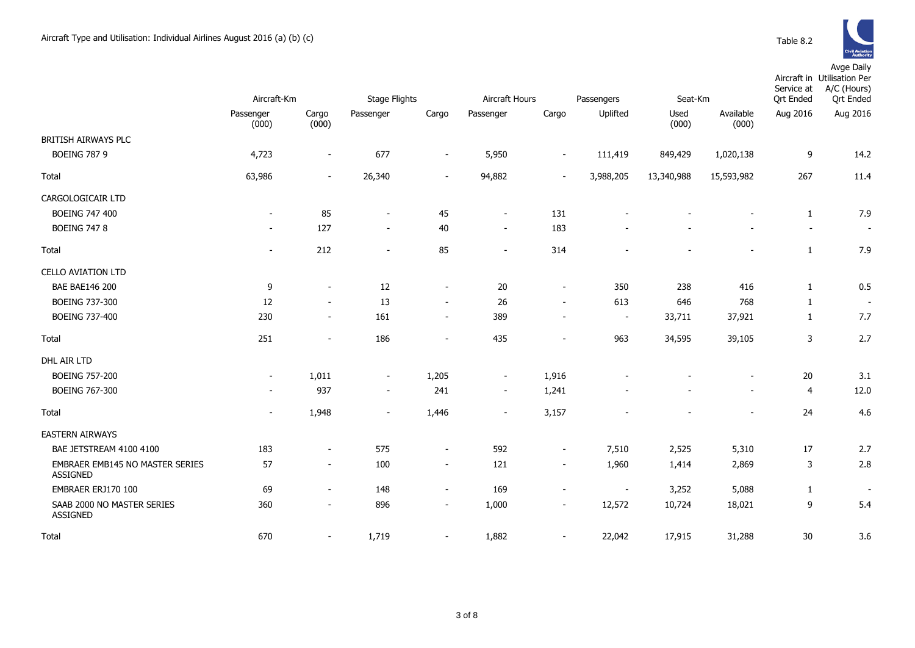Aircraft Type and Utilisation: Individual Airlines August 2016 (a) (b) (c)

Table 8.2

| | Aircraft-Km | | Stage Flights | | Aircraft Hours | | Passengers | Seat-Km | | Aircraft in Service at Qrt Ended | Avge Daily Utilisation Per A/C (Hours) Qrt Ended |
|---|---|---|---|---|---|---|---|---|---|---|---|
| | Passenger (000) | Cargo (000) | Passenger | Cargo | Passenger | Cargo | Uplifted | Used (000) | Available (000) | Aug 2016 | Aug 2016 |
| BRITISH AIRWAYS PLC | | | | | | | | | | | |
| BOEING 787 9 | 4,723 | - | 677 | - | 5,950 | - | 111,419 | 849,429 | 1,020,138 | 9 | 14.2 |
| Total | 63,986 | - | 26,340 | - | 94,882 | - | 3,988,205 | 13,340,988 | 15,593,982 | 267 | 11.4 |
| CARGOLOGICAIR LTD | | | | | | | | | | | |
| BOEING 747 400 | - | 85 | - | 45 | - | 131 | - | - | - | 1 | 7.9 |
| BOEING 747 8 | - | 127 | - | 40 | - | 183 | - | - | - | - | - |
| Total | - | 212 | - | 85 | - | 314 | - | - | - | 1 | 7.9 |
| CELLO AVIATION LTD | | | | | | | | | | | |
| BAE BAE146 200 | 9 | - | 12 | - | 20 | - | 350 | 238 | 416 | 1 | 0.5 |
| BOEING 737-300 | 12 | - | 13 | - | 26 | - | 613 | 646 | 768 | 1 | - |
| BOEING 737-400 | 230 | - | 161 | - | 389 | - | - | 33,711 | 37,921 | 1 | 7.7 |
| Total | 251 | - | 186 | - | 435 | - | 963 | 34,595 | 39,105 | 3 | 2.7 |
| DHL AIR LTD | | | | | | | | | | | |
| BOEING 757-200 | - | 1,011 | - | 1,205 | - | 1,916 | - | - | - | 20 | 3.1 |
| BOEING 767-300 | - | 937 | - | 241 | - | 1,241 | - | - | - | 4 | 12.0 |
| Total | - | 1,948 | - | 1,446 | - | 3,157 | - | - | - | 24 | 4.6 |
| EASTERN AIRWAYS | | | | | | | | | | | |
| BAE JETSTREAM 4100 4100 | 183 | - | 575 | - | 592 | - | 7,510 | 2,525 | 5,310 | 17 | 2.7 |
| EMBRAER EMB145 NO MASTER SERIES ASSIGNED | 57 | - | 100 | - | 121 | - | 1,960 | 1,414 | 2,869 | 3 | 2.8 |
| EMBRAER ERJ170 100 | 69 | - | 148 | - | 169 | - | - | 3,252 | 5,088 | 1 | - |
| SAAB 2000 NO MASTER SERIES ASSIGNED | 360 | - | 896 | - | 1,000 | - | 12,572 | 10,724 | 18,021 | 9 | 5.4 |
| Total | 670 | - | 1,719 | - | 1,882 | - | 22,042 | 17,915 | 31,288 | 30 | 3.6 |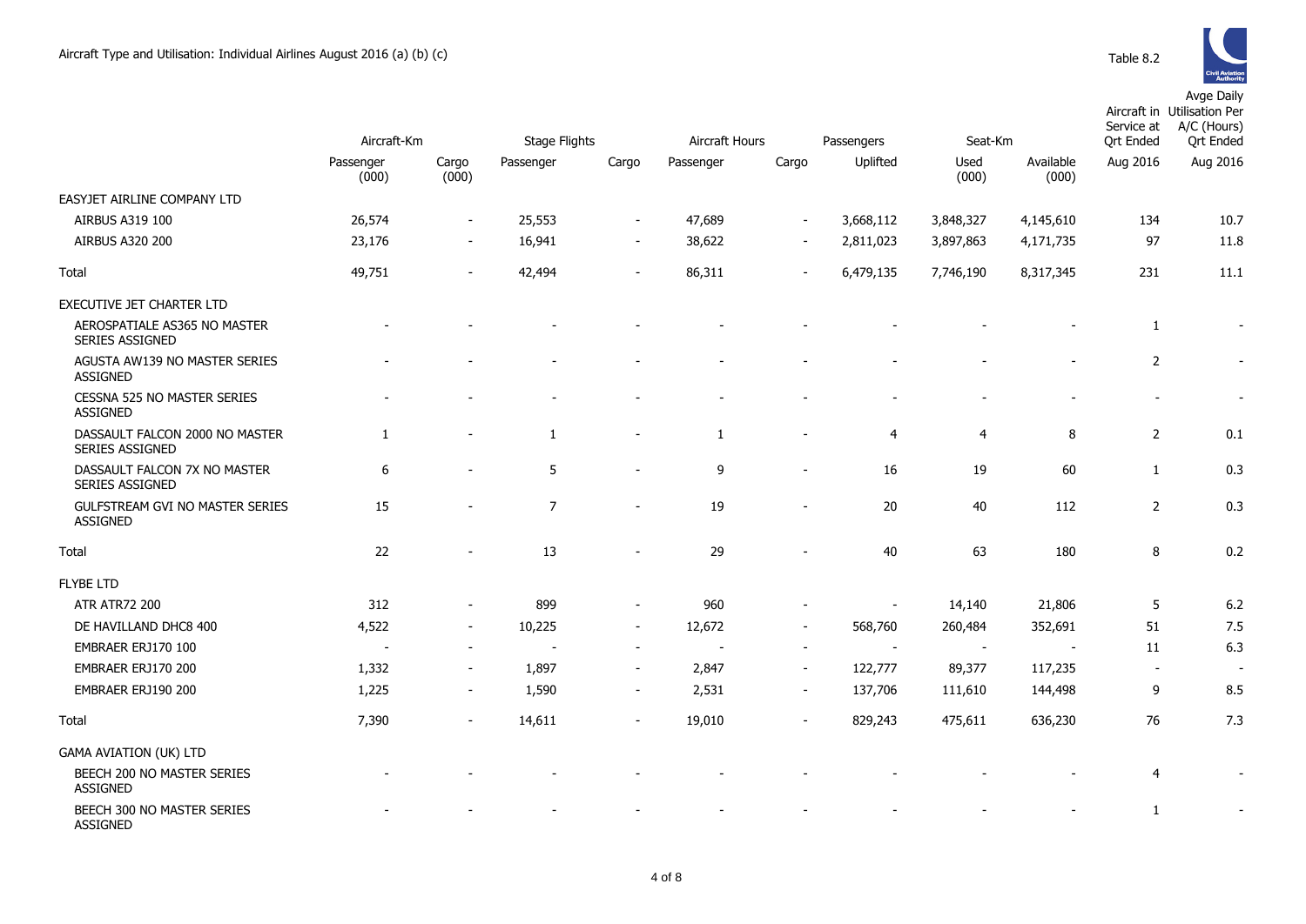Aircraft Type and Utilisation: Individual Airlines August 2016 (a) (b) (c)

Table 8.2

| | Aircraft-Km | | Stage Flights | | Aircraft Hours | | Passengers | Seat-Km | | Aircraft in Service at Qrt Ended | Avge Daily Utilisation Per A/C (Hours) Qrt Ended |
|---|---|---|---|---|---|---|---|---|---|---|---|
| | Passenger (000) | Cargo (000) | Passenger | Cargo | Passenger | Cargo | Uplifted | Used (000) | Available (000) | Aug 2016 | Aug 2016 |
| EASYJET AIRLINE COMPANY LTD | | | | | | | | | | | |
| AIRBUS A319 100 | 26,574 | - | 25,553 | - | 47,689 | - | 3,668,112 | 3,848,327 | 4,145,610 | 134 | 10.7 |
| AIRBUS A320 200 | 23,176 | - | 16,941 | - | 38,622 | - | 2,811,023 | 3,897,863 | 4,171,735 | 97 | 11.8 |
| Total | 49,751 | - | 42,494 | - | 86,311 | - | 6,479,135 | 7,746,190 | 8,317,345 | 231 | 11.1 |
| EXECUTIVE JET CHARTER LTD | | | | | | | | | | | |
| AEROSPATIALE AS365 NO MASTER SERIES ASSIGNED | - | - | - | - | - | - | - | - | - | 1 | - |
| AGUSTA AW139 NO MASTER SERIES ASSIGNED | - | - | - | - | - | - | - | - | - | 2 | - |
| CESSNA 525 NO MASTER SERIES ASSIGNED | - | - | - | - | - | - | - | - | - | - | - |
| DASSAULT FALCON 2000 NO MASTER SERIES ASSIGNED | 1 | - | 1 | - | 1 | - | 4 | 4 | 8 | 2 | 0.1 |
| DASSAULT FALCON 7X NO MASTER SERIES ASSIGNED | 6 | - | 5 | - | 9 | - | 16 | 19 | 60 | 1 | 0.3 |
| GULFSTREAM GVI NO MASTER SERIES ASSIGNED | 15 | - | 7 | - | 19 | - | 20 | 40 | 112 | 2 | 0.3 |
| Total | 22 | - | 13 | - | 29 | - | 40 | 63 | 180 | 8 | 0.2 |
| FLYBE LTD | | | | | | | | | | | |
| ATR ATR72 200 | 312 | - | 899 | - | 960 | - | - | 14,140 | 21,806 | 5 | 6.2 |
| DE HAVILLAND DHC8 400 | 4,522 | - | 10,225 | - | 12,672 | - | 568,760 | 260,484 | 352,691 | 51 | 7.5 |
| EMBRAER ERJ170 100 | - | - | - | - | - | - | - | - | - | 11 | 6.3 |
| EMBRAER ERJ170 200 | 1,332 | - | 1,897 | - | 2,847 | - | 122,777 | 89,377 | 117,235 | - | - |
| EMBRAER ERJ190 200 | 1,225 | - | 1,590 | - | 2,531 | - | 137,706 | 111,610 | 144,498 | 9 | 8.5 |
| Total | 7,390 | - | 14,611 | - | 19,010 | - | 829,243 | 475,611 | 636,230 | 76 | 7.3 |
| GAMA AVIATION (UK) LTD | | | | | | | | | | | |
| BEECH 200 NO MASTER SERIES ASSIGNED | - | - | - | - | - | - | - | - | - | 4 | - |
| BEECH 300 NO MASTER SERIES ASSIGNED | - | - | - | - | - | - | - | - | - | 1 | - |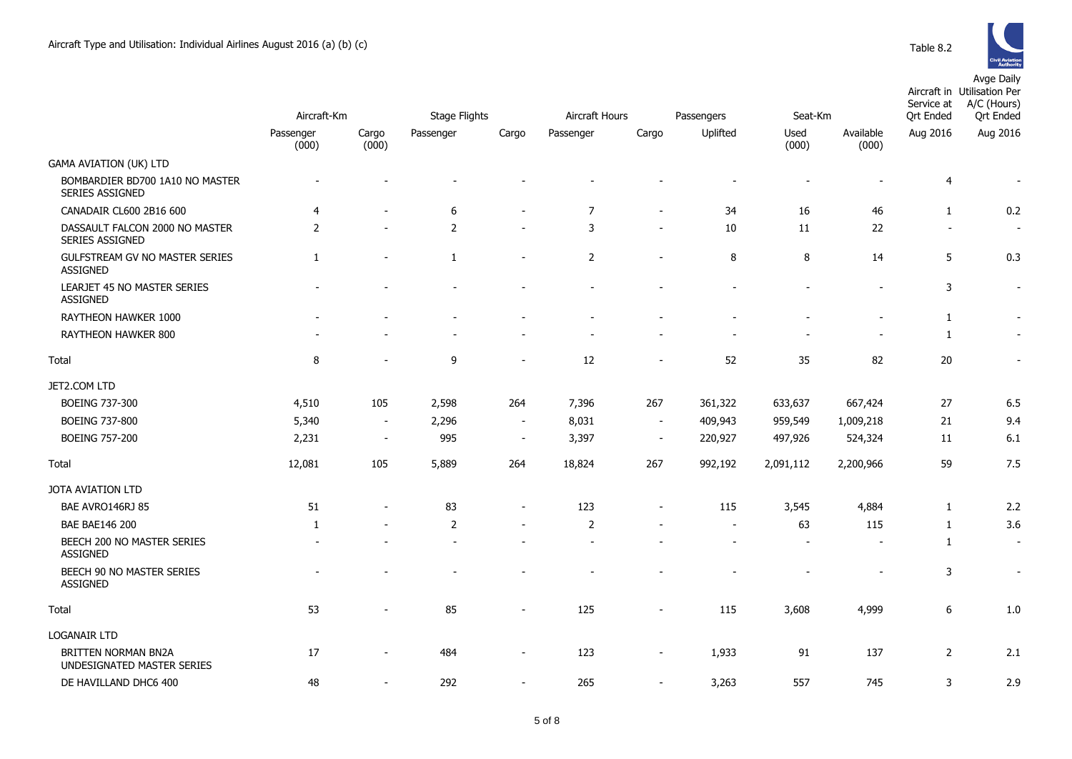Aircraft Type and Utilisation: Individual Airlines August 2016 (a) (b) (c)

Table 8.2

| | Aircraft-Km | | Stage Flights | | Aircraft Hours | | Passengers | Seat-Km | | Aircraft in Service at Qrt Ended | Avge Daily Utilisation Per A/C (Hours) Qrt Ended |
|---|---|---|---|---|---|---|---|---|---|---|---|
| | Passenger (000) | Cargo (000) | Passenger | Cargo | Passenger | Cargo | Uplifted | Used (000) | Available (000) | Aug 2016 | Aug 2016 |
| GAMA AVIATION (UK) LTD | | | | | | | | | | | |
| BOMBARDIER BD700 1A10 NO MASTER SERIES ASSIGNED | - | - | - | - | - | - | - | - | - | 4 | - |
| CANADAIR CL600 2B16 600 | 4 | - | 6 | - | 7 | - | 34 | 16 | 46 | 1 | 0.2 |
| DASSAULT FALCON 2000 NO MASTER SERIES ASSIGNED | 2 | - | 2 | - | 3 | - | 10 | 11 | 22 | - | - |
| GULFSTREAM GV NO MASTER SERIES ASSIGNED | 1 | - | 1 | - | 2 | - | 8 | 8 | 14 | 5 | 0.3 |
| LEARJET 45 NO MASTER SERIES ASSIGNED | - | - | - | - | - | - | - | - | - | 3 | - |
| RAYTHEON HAWKER 1000 | - | - | - | - | - | - | - | - | - | 1 | - |
| RAYTHEON HAWKER 800 | - | - | - | - | - | - | - | - | - | 1 | - |
| Total | 8 | - | 9 | - | 12 | - | 52 | 35 | 82 | 20 | - |
| JET2.COM LTD | | | | | | | | | | | |
| BOEING 737-300 | 4,510 | 105 | 2,598 | 264 | 7,396 | 267 | 361,322 | 633,637 | 667,424 | 27 | 6.5 |
| BOEING 737-800 | 5,340 | - | 2,296 | - | 8,031 | - | 409,943 | 959,549 | 1,009,218 | 21 | 9.4 |
| BOEING 757-200 | 2,231 | - | 995 | - | 3,397 | - | 220,927 | 497,926 | 524,324 | 11 | 6.1 |
| Total | 12,081 | 105 | 5,889 | 264 | 18,824 | 267 | 992,192 | 2,091,112 | 2,200,966 | 59 | 7.5 |
| JOTA AVIATION LTD | | | | | | | | | | | |
| BAE AVRO146RJ 85 | 51 | - | 83 | - | 123 | - | 115 | 3,545 | 4,884 | 1 | 2.2 |
| BAE BAE146 200 | 1 | - | 2 | - | 2 | - | - | 63 | 115 | 1 | 3.6 |
| BEECH 200 NO MASTER SERIES ASSIGNED | - | - | - | - | - | - | - | - | - | 1 | - |
| BEECH 90 NO MASTER SERIES ASSIGNED | - | - | - | - | - | - | - | - | - | 3 | - |
| Total | 53 | - | 85 | - | 125 | - | 115 | 3,608 | 4,999 | 6 | 1.0 |
| LOGANAIR LTD | | | | | | | | | | | |
| BRITTEN NORMAN BN2A UNDESIGNATED MASTER SERIES | 17 | - | 484 | - | 123 | - | 1,933 | 91 | 137 | 2 | 2.1 |
| DE HAVILLAND DHC6 400 | 48 | - | 292 | - | 265 | - | 3,263 | 557 | 745 | 3 | 2.9 |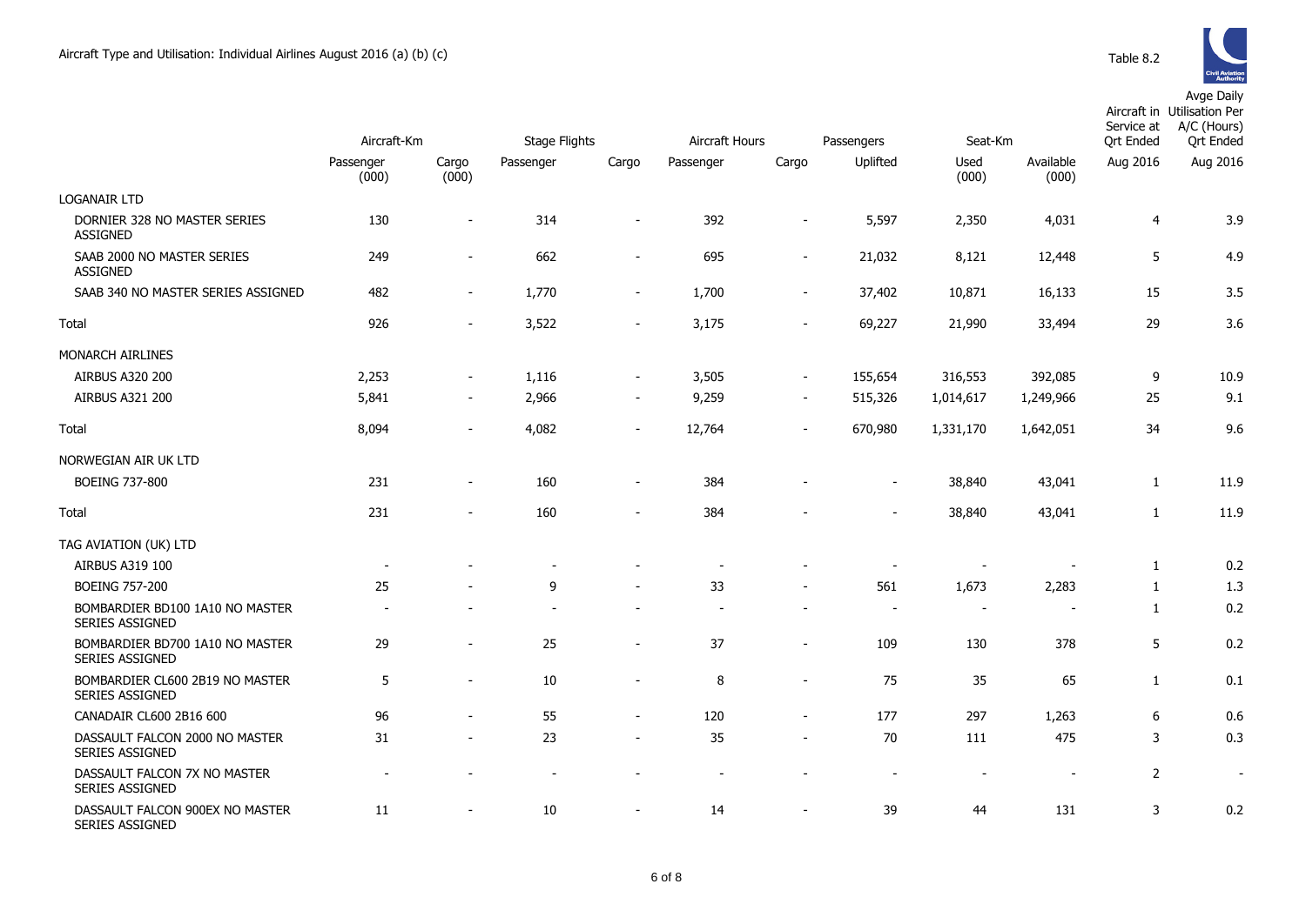Aircraft Type and Utilisation: Individual Airlines August 2016 (a) (b) (c)

Table 8.2

| | Aircraft-Km | | Stage Flights | | Aircraft Hours | | Passengers | Seat-Km | | Aircraft in Service at Qrt Ended | Avge Daily Utilisation Per A/C (Hours) Qrt Ended |
|---|---|---|---|---|---|---|---|---|---|---|---|
| | Passenger (000) | Cargo (000) | Passenger | Cargo | Passenger | Cargo | Uplifted | Used (000) | Available (000) | Aug 2016 | Aug 2016 |
| LOGANAIR LTD | | | | | | | | | | | |
| DORNIER 328 NO MASTER SERIES ASSIGNED | 130 | - | 314 | - | 392 | - | 5,597 | 2,350 | 4,031 | 4 | 3.9 |
| SAAB 2000 NO MASTER SERIES ASSIGNED | 249 | - | 662 | - | 695 | - | 21,032 | 8,121 | 12,448 | 5 | 4.9 |
| SAAB 340 NO MASTER SERIES ASSIGNED | 482 | - | 1,770 | - | 1,700 | - | 37,402 | 10,871 | 16,133 | 15 | 3.5 |
| Total | 926 | - | 3,522 | - | 3,175 | - | 69,227 | 21,990 | 33,494 | 29 | 3.6 |
| MONARCH AIRLINES | | | | | | | | | | | |
| AIRBUS A320 200 | 2,253 | - | 1,116 | - | 3,505 | - | 155,654 | 316,553 | 392,085 | 9 | 10.9 |
| AIRBUS A321 200 | 5,841 | - | 2,966 | - | 9,259 | - | 515,326 | 1,014,617 | 1,249,966 | 25 | 9.1 |
| Total | 8,094 | - | 4,082 | - | 12,764 | - | 670,980 | 1,331,170 | 1,642,051 | 34 | 9.6 |
| NORWEGIAN AIR UK LTD | | | | | | | | | | | |
| BOEING 737-800 | 231 | - | 160 | - | 384 | - | - | 38,840 | 43,041 | 1 | 11.9 |
| Total | 231 | - | 160 | - | 384 | - | - | 38,840 | 43,041 | 1 | 11.9 |
| TAG AVIATION (UK) LTD | | | | | | | | | | | |
| AIRBUS A319 100 | - | - | - | - | - | - | - | - | - | 1 | 0.2 |
| BOEING 757-200 | 25 | - | 9 | - | 33 | - | 561 | 1,673 | 2,283 | 1 | 1.3 |
| BOMBARDIER BD100 1A10 NO MASTER SERIES ASSIGNED | - | - | - | - | - | - | - | - | - | 1 | 0.2 |
| BOMBARDIER BD700 1A10 NO MASTER SERIES ASSIGNED | 29 | - | 25 | - | 37 | - | 109 | 130 | 378 | 5 | 0.2 |
| BOMBARDIER CL600 2B19 NO MASTER SERIES ASSIGNED | 5 | - | 10 | - | 8 | - | 75 | 35 | 65 | 1 | 0.1 |
| CANADAIR CL600 2B16 600 | 96 | - | 55 | - | 120 | - | 177 | 297 | 1,263 | 6 | 0.6 |
| DASSAULT FALCON 2000 NO MASTER SERIES ASSIGNED | 31 | - | 23 | - | 35 | - | 70 | 111 | 475 | 3 | 0.3 |
| DASSAULT FALCON 7X NO MASTER SERIES ASSIGNED | - | - | - | - | - | - | - | - | - | 2 | - |
| DASSAULT FALCON 900EX NO MASTER SERIES ASSIGNED | 11 | - | 10 | - | 14 | - | 39 | 44 | 131 | 3 | 0.2 |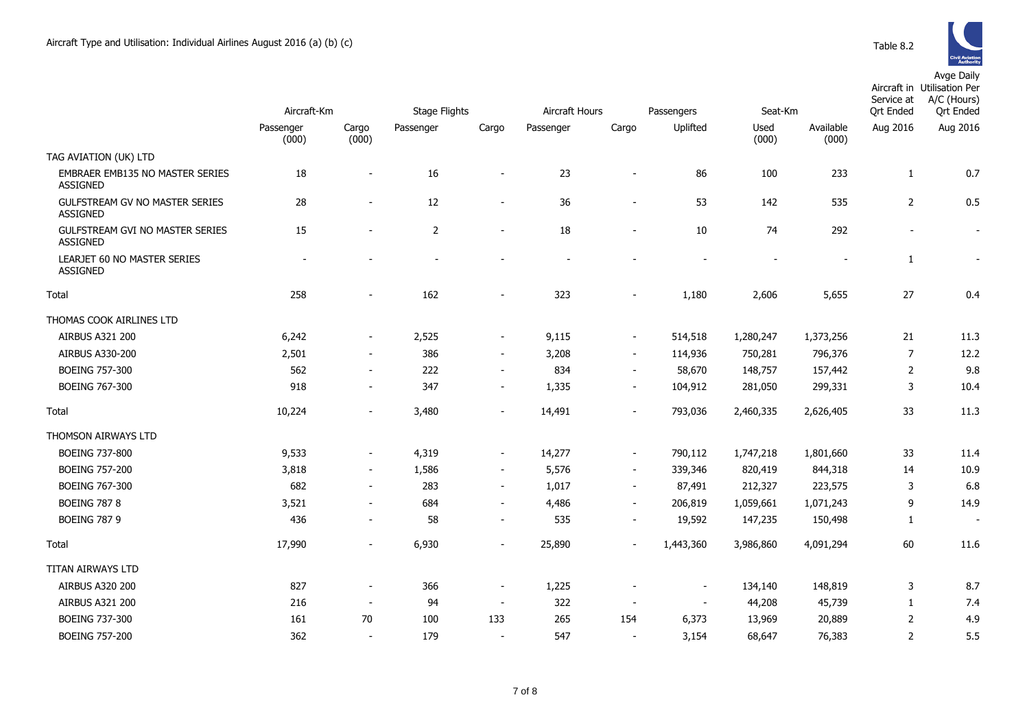# Aircraft Type and Utilisation: Individual Airlines August 2016 (a) (b) (c)

Table 8.2

| | Aircraft-Km | | Stage Flights | | Aircraft Hours | | Passengers | Seat-Km | | Aircraft in Service at Qrt Ended | Avge Daily Utilisation Per A/C (Hours) Qrt Ended |
|---|---|---|---|---|---|---|---|---|---|---|---|
| | Passenger (000) | Cargo (000) | Passenger | Cargo | Passenger | Cargo | Uplifted | Used (000) | Available (000) | Aug 2016 | Aug 2016 |
| TAG AVIATION (UK) LTD | | | | | | | | | | | |
| EMBRAER EMB135 NO MASTER SERIES ASSIGNED | 18 | - | 16 | - | 23 | - | 86 | 100 | 233 | 1 | 0.7 |
| GULFSTREAM GV NO MASTER SERIES ASSIGNED | 28 | - | 12 | - | 36 | - | 53 | 142 | 535 | 2 | 0.5 |
| GULFSTREAM GVI NO MASTER SERIES ASSIGNED | 15 | - | 2 | - | 18 | - | 10 | 74 | 292 | - | - |
| LEARJET 60 NO MASTER SERIES ASSIGNED | - | - | - | - | - | - | - | - | - | 1 | - |
| Total | 258 | - | 162 | - | 323 | - | 1,180 | 2,606 | 5,655 | 27 | 0.4 |
| THOMAS COOK AIRLINES LTD | | | | | | | | | | | |
| AIRBUS A321 200 | 6,242 | - | 2,525 | - | 9,115 | - | 514,518 | 1,280,247 | 1,373,256 | 21 | 11.3 |
| AIRBUS A330-200 | 2,501 | - | 386 | - | 3,208 | - | 114,936 | 750,281 | 796,376 | 7 | 12.2 |
| BOEING 757-300 | 562 | - | 222 | - | 834 | - | 58,670 | 148,757 | 157,442 | 2 | 9.8 |
| BOEING 767-300 | 918 | - | 347 | - | 1,335 | - | 104,912 | 281,050 | 299,331 | 3 | 10.4 |
| Total | 10,224 | - | 3,480 | - | 14,491 | - | 793,036 | 2,460,335 | 2,626,405 | 33 | 11.3 |
| THOMSON AIRWAYS LTD | | | | | | | | | | | |
| BOEING 737-800 | 9,533 | - | 4,319 | - | 14,277 | - | 790,112 | 1,747,218 | 1,801,660 | 33 | 11.4 |
| BOEING 757-200 | 3,818 | - | 1,586 | - | 5,576 | - | 339,346 | 820,419 | 844,318 | 14 | 10.9 |
| BOEING 767-300 | 682 | - | 283 | - | 1,017 | - | 87,491 | 212,327 | 223,575 | 3 | 6.8 |
| BOEING 787 8 | 3,521 | - | 684 | - | 4,486 | - | 206,819 | 1,059,661 | 1,071,243 | 9 | 14.9 |
| BOEING 787 9 | 436 | - | 58 | - | 535 | - | 19,592 | 147,235 | 150,498 | 1 | - |
| Total | 17,990 | - | 6,930 | - | 25,890 | - | 1,443,360 | 3,986,860 | 4,091,294 | 60 | 11.6 |
| TITAN AIRWAYS LTD | | | | | | | | | | | |
| AIRBUS A320 200 | 827 | - | 366 | - | 1,225 | - | - | 134,140 | 148,819 | 3 | 8.7 |
| AIRBUS A321 200 | 216 | - | 94 | - | 322 | - | - | 44,208 | 45,739 | 1 | 7.4 |
| BOEING 737-300 | 161 | 70 | 100 | 133 | 265 | 154 | 6,373 | 13,969 | 20,889 | 2 | 4.9 |
| BOEING 757-200 | 362 | - | 179 | - | 547 | - | 3,154 | 68,647 | 76,383 | 2 | 5.5 |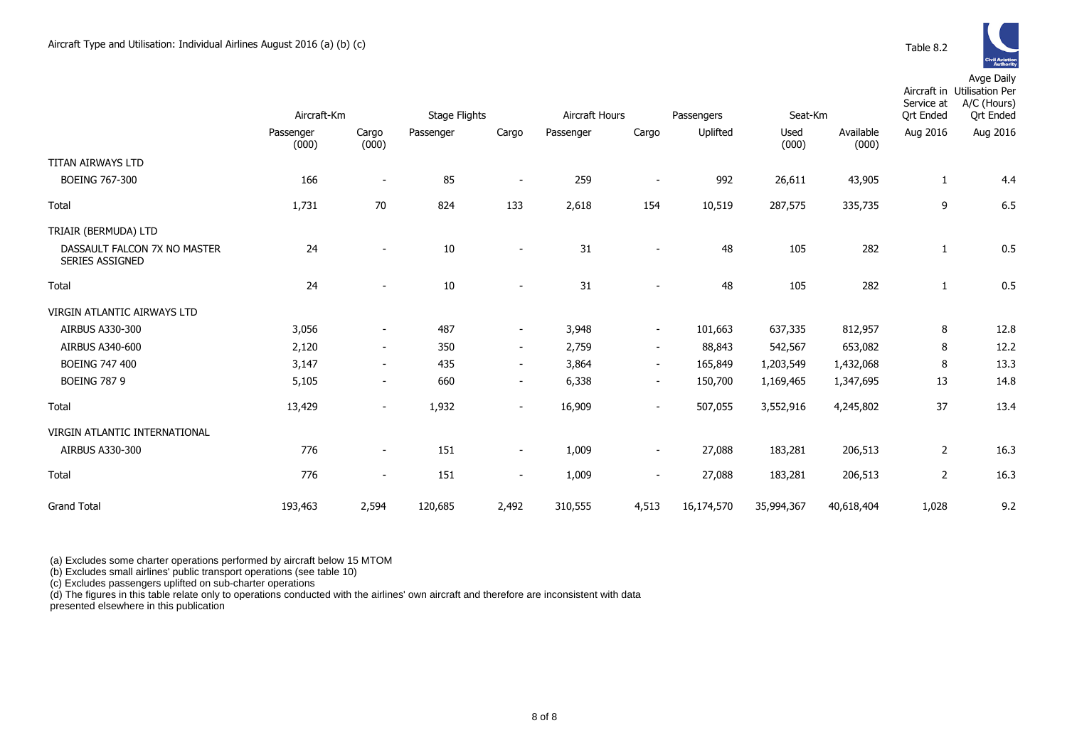Aircraft Type and Utilisation: Individual Airlines August 2016 (a) (b) (c)

Table 8.2

| | Aircraft-Km | | Stage Flights | | Aircraft Hours | | Passengers | Seat-Km | | Aircraft in Service at Qrt Ended | Avge Daily Utilisation Per A/C (Hours) Qrt Ended |
|---|---|---|---|---|---|---|---|---|---|---|---|
| | Passenger (000) | Cargo (000) | Passenger | Cargo | Passenger | Cargo | Uplifted | Used (000) | Available (000) | Aug 2016 | Aug 2016 |
| TITAN AIRWAYS LTD | | | | | | | | | | | |
| BOEING 767-300 | 166 | - | 85 | - | 259 | - | 992 | 26,611 | 43,905 | 1 | 4.4 |
| Total | 1,731 | 70 | 824 | 133 | 2,618 | 154 | 10,519 | 287,575 | 335,735 | 9 | 6.5 |
| TRIAIR (BERMUDA) LTD | | | | | | | | | | | |
| DASSAULT FALCON 7X NO MASTER SERIES ASSIGNED | 24 | - | 10 | - | 31 | - | 48 | 105 | 282 | 1 | 0.5 |
| Total | 24 | - | 10 | - | 31 | - | 48 | 105 | 282 | 1 | 0.5 |
| VIRGIN ATLANTIC AIRWAYS LTD | | | | | | | | | | | |
| AIRBUS A330-300 | 3,056 | - | 487 | - | 3,948 | - | 101,663 | 637,335 | 812,957 | 8 | 12.8 |
| AIRBUS A340-600 | 2,120 | - | 350 | - | 2,759 | - | 88,843 | 542,567 | 653,082 | 8 | 12.2 |
| BOEING 747 400 | 3,147 | - | 435 | - | 3,864 | - | 165,849 | 1,203,549 | 1,432,068 | 8 | 13.3 |
| BOEING 787 9 | 5,105 | - | 660 | - | 6,338 | - | 150,700 | 1,169,465 | 1,347,695 | 13 | 14.8 |
| Total | 13,429 | - | 1,932 | - | 16,909 | - | 507,055 | 3,552,916 | 4,245,802 | 37 | 13.4 |
| VIRGIN ATLANTIC INTERNATIONAL | | | | | | | | | | | |
| AIRBUS A330-300 | 776 | - | 151 | - | 1,009 | - | 27,088 | 183,281 | 206,513 | 2 | 16.3 |
| Total | 776 | - | 151 | - | 1,009 | - | 27,088 | 183,281 | 206,513 | 2 | 16.3 |
| Grand Total | 193,463 | 2,594 | 120,685 | 2,492 | 310,555 | 4,513 | 16,174,570 | 35,994,367 | 40,618,404 | 1,028 | 9.2 |

(a) Excludes some charter operations performed by aircraft below 15 MTOM

(b) Excludes small airlines' public transport operations (see table 10)

(c) Excludes passengers uplifted on sub-charter operations

(d) The figures in this table relate only to operations conducted with the airlines' own aircraft and therefore are inconsistent with data presented elsewhere in this publication